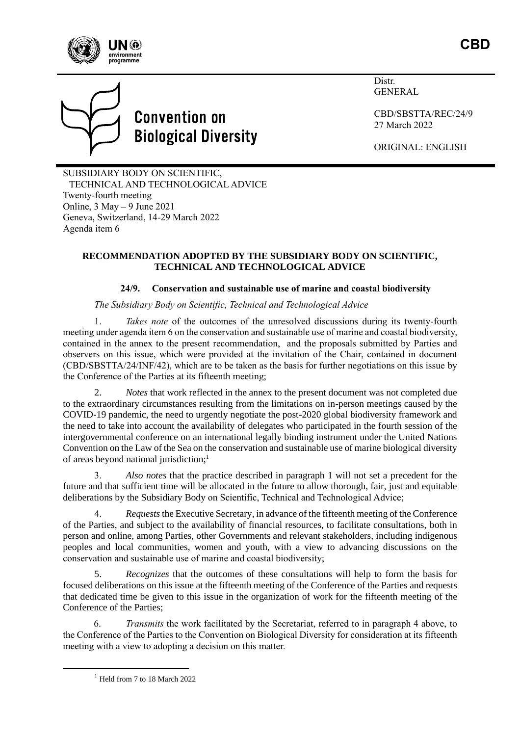CBD

Distr.
GENERAL

CBD/SBSTTA/REC/24/9
27 March 2022

ORIGINAL: ENGLISH

Convention on Biological Diversity

SUBSIDIARY BODY ON SCIENTIFIC, TECHNICAL AND TECHNOLOGICAL ADVICE
Twenty-fourth meeting
Online, 3 May – 9 June 2021
Geneva, Switzerland, 14-29 March 2022
Agenda item 6

# RECOMMENDATION ADOPTED BY THE SUBSIDIARY BODY ON SCIENTIFIC, TECHNICAL AND TECHNOLOGICAL ADVICE

## 24/9. Conservation and sustainable use of marine and coastal biodiversity

*The Subsidiary Body on Scientific, Technical and Technological Advice*

1. *Takes note* of the outcomes of the unresolved discussions during its twenty-fourth meeting under agenda item 6 on the conservation and sustainable use of marine and coastal biodiversity, contained in the annex to the present recommendation, and the proposals submitted by Parties and observers on this issue, which were provided at the invitation of the Chair, contained in document (CBD/SBSTTA/24/INF/42), which are to be taken as the basis for further negotiations on this issue by the Conference of the Parties at its fifteenth meeting;

2. *Notes* that work reflected in the annex to the present document was not completed due to the extraordinary circumstances resulting from the limitations on in-person meetings caused by the COVID-19 pandemic, the need to urgently negotiate the post-2020 global biodiversity framework and the need to take into account the availability of delegates who participated in the fourth session of the intergovernmental conference on an international legally binding instrument under the United Nations Convention on the Law of the Sea on the conservation and sustainable use of marine biological diversity of areas beyond national jurisdiction;[1]

3. *Also notes* that the practice described in paragraph 1 will not set a precedent for the future and that sufficient time will be allocated in the future to allow thorough, fair, just and equitable deliberations by the Subsidiary Body on Scientific, Technical and Technological Advice;

4. *Requests* the Executive Secretary, in advance of the fifteenth meeting of the Conference of the Parties, and subject to the availability of financial resources, to facilitate consultations, both in person and online, among Parties, other Governments and relevant stakeholders, including indigenous peoples and local communities, women and youth, with a view to advancing discussions on the conservation and sustainable use of marine and coastal biodiversity;

5. *Recognizes* that the outcomes of these consultations will help to form the basis for focused deliberations on this issue at the fifteenth meeting of the Conference of the Parties and requests that dedicated time be given to this issue in the organization of work for the fifteenth meeting of the Conference of the Parties;

6. *Transmits* the work facilitated by the Secretariat, referred to in paragraph 4 above, to the Conference of the Parties to the Convention on Biological Diversity for consideration at its fifteenth meeting with a view to adopting a decision on this matter.

[1] Held from 7 to 18 March 2022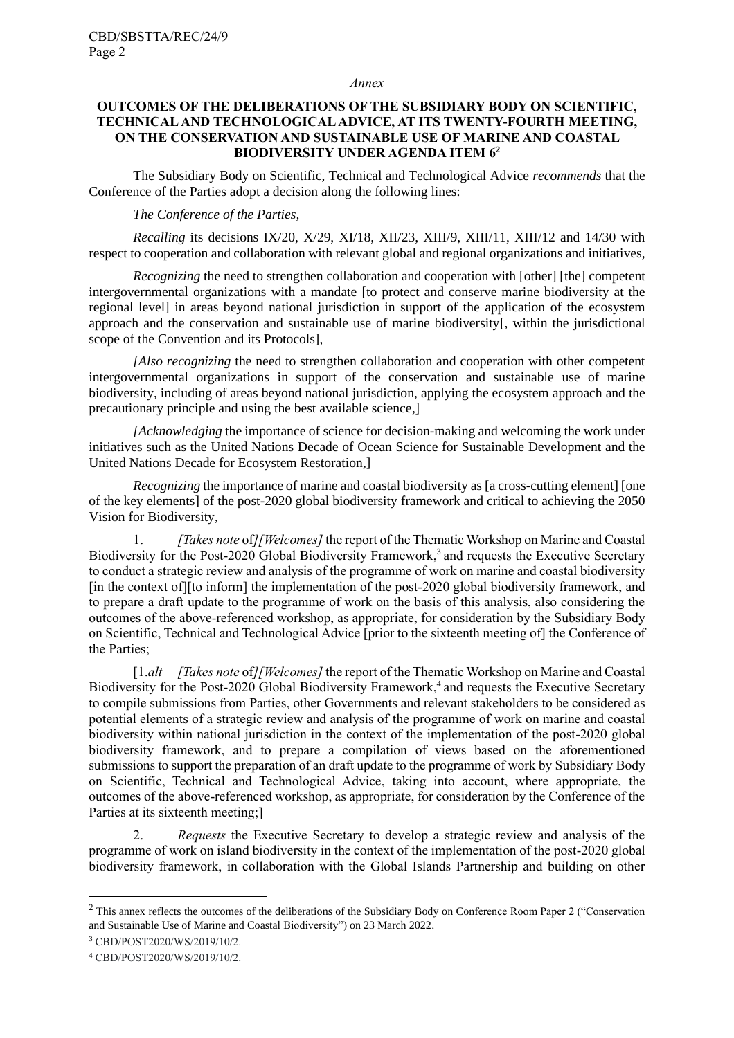*Annex*

**OUTCOMES OF THE DELIBERATIONS OF THE SUBSIDIARY BODY ON SCIENTIFIC, TECHNICAL AND TECHNOLOGICAL ADVICE, AT ITS TWENTY-FOURTH MEETING, ON THE CONSERVATION AND SUSTAINABLE USE OF MARINE AND COASTAL BIODIVERSITY UNDER AGENDA ITEM 6[2]**

The Subsidiary Body on Scientific, Technical and Technological Advice *recommends* that the Conference of the Parties adopt a decision along the following lines:

*The Conference of the Parties,*

*Recalling* its decisions IX/20, X/29, XI/18, XII/23, XIII/9, XIII/11, XIII/12 and 14/30 with respect to cooperation and collaboration with relevant global and regional organizations and initiatives,

*Recognizing* the need to strengthen collaboration and cooperation with [other] [the] competent intergovernmental organizations with a mandate [to protect and conserve marine biodiversity at the regional level] in areas beyond national jurisdiction in support of the application of the ecosystem approach and the conservation and sustainable use of marine biodiversity[, within the jurisdictional scope of the Convention and its Protocols],

*[Also recognizing* the need to strengthen collaboration and cooperation with other competent intergovernmental organizations in support of the conservation and sustainable use of marine biodiversity, including of areas beyond national jurisdiction, applying the ecosystem approach and the precautionary principle and using the best available science,]

*[Acknowledging* the importance of science for decision-making and welcoming the work under initiatives such as the United Nations Decade of Ocean Science for Sustainable Development and the United Nations Decade for Ecosystem Restoration,]

*Recognizing* the importance of marine and coastal biodiversity as [a cross-cutting element] [one of the key elements] of the post-2020 global biodiversity framework and critical to achieving the 2050 Vision for Biodiversity,

1. *[Takes note* of*]*/*[Welcomes]* the report of the Thematic Workshop on Marine and Coastal Biodiversity for the Post-2020 Global Biodiversity Framework,[3] and requests the Executive Secretary to conduct a strategic review and analysis of the programme of work on marine and coastal biodiversity [in the context of][to inform] the implementation of the post-2020 global biodiversity framework, and to prepare a draft update to the programme of work on the basis of this analysis, also considering the outcomes of the above-referenced workshop, as appropriate, for consideration by the Subsidiary Body on Scientific, Technical and Technological Advice [prior to the sixteenth meeting of] the Conference of the Parties;

[1.*alt* *[Takes note* of*]*/*[Welcomes]* the report of the Thematic Workshop on Marine and Coastal Biodiversity for the Post-2020 Global Biodiversity Framework,[4] and requests the Executive Secretary to compile submissions from Parties, other Governments and relevant stakeholders to be considered as potential elements of a strategic review and analysis of the programme of work on marine and coastal biodiversity within national jurisdiction in the context of the implementation of the post-2020 global biodiversity framework, and to prepare a compilation of views based on the aforementioned submissions to support the preparation of an draft update to the programme of work by Subsidiary Body on Scientific, Technical and Technological Advice, taking into account, where appropriate, the outcomes of the above-referenced workshop, as appropriate, for consideration by the Conference of the Parties at its sixteenth meeting;]

2. *Requests* the Executive Secretary to develop a strategic review and analysis of the programme of work on island biodiversity in the context of the implementation of the post-2020 global biodiversity framework, in collaboration with the Global Islands Partnership and building on other

---

[2] This annex reflects the outcomes of the deliberations of the Subsidiary Body on Conference Room Paper 2 ("Conservation and Sustainable Use of Marine and Coastal Biodiversity") on 23 March 2022.

[3] CBD/POST2020/WS/2019/10/2.

[4] CBD/POST2020/WS/2019/10/2.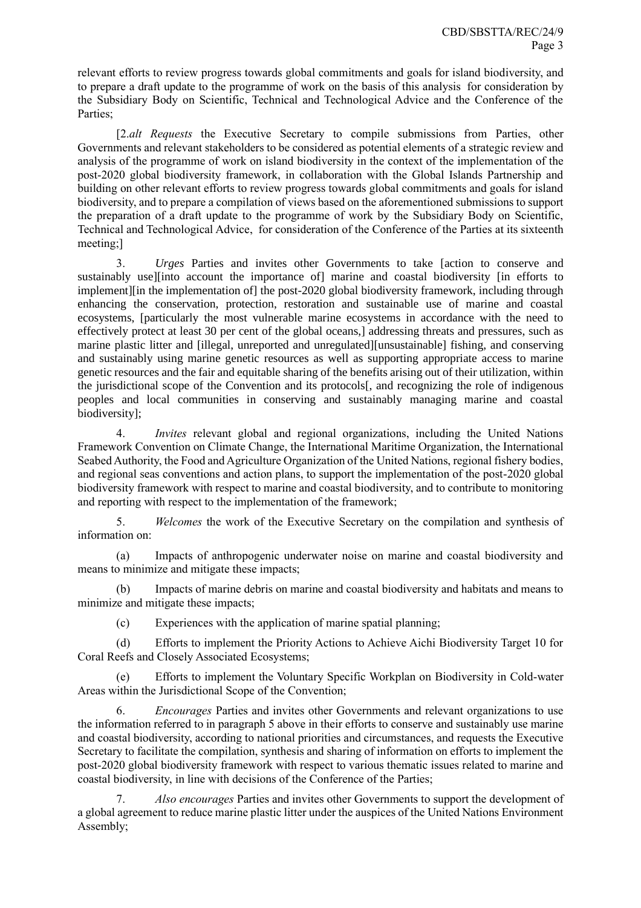relevant efforts to review progress towards global commitments and goals for island biodiversity, and to prepare a draft update to the programme of work on the basis of this analysis for consideration by the Subsidiary Body on Scientific, Technical and Technological Advice and the Conference of the Parties;

[2.*alt* *Requests* the Executive Secretary to compile submissions from Parties, other Governments and relevant stakeholders to be considered as potential elements of a strategic review and analysis of the programme of work on island biodiversity in the context of the implementation of the post-2020 global biodiversity framework, in collaboration with the Global Islands Partnership and building on other relevant efforts to review progress towards global commitments and goals for island biodiversity, and to prepare a compilation of views based on the aforementioned submissions to support the preparation of a draft update to the programme of work by the Subsidiary Body on Scientific, Technical and Technological Advice, for consideration of the Conference of the Parties at its sixteenth meeting;]

3. *Urges* Parties and invites other Governments to take [action to conserve and sustainably use][into account the importance of] marine and coastal biodiversity [in efforts to implement][in the implementation of] the post-2020 global biodiversity framework, including through enhancing the conservation, protection, restoration and sustainable use of marine and coastal ecosystems, [particularly the most vulnerable marine ecosystems in accordance with the need to effectively protect at least 30 per cent of the global oceans,] addressing threats and pressures, such as marine plastic litter and [illegal, unreported and unregulated][unsustainable] fishing, and conserving and sustainably using marine genetic resources as well as supporting appropriate access to marine genetic resources and the fair and equitable sharing of the benefits arising out of their utilization, within the jurisdictional scope of the Convention and its protocols[, and recognizing the role of indigenous peoples and local communities in conserving and sustainably managing marine and coastal biodiversity];

4. *Invites* relevant global and regional organizations, including the United Nations Framework Convention on Climate Change, the International Maritime Organization, the International Seabed Authority, the Food and Agriculture Organization of the United Nations, regional fishery bodies, and regional seas conventions and action plans, to support the implementation of the post-2020 global biodiversity framework with respect to marine and coastal biodiversity, and to contribute to monitoring and reporting with respect to the implementation of the framework;

5. *Welcomes* the work of the Executive Secretary on the compilation and synthesis of information on:

(a) Impacts of anthropogenic underwater noise on marine and coastal biodiversity and means to minimize and mitigate these impacts;

(b) Impacts of marine debris on marine and coastal biodiversity and habitats and means to minimize and mitigate these impacts;

(c) Experiences with the application of marine spatial planning;

(d) Efforts to implement the Priority Actions to Achieve Aichi Biodiversity Target 10 for Coral Reefs and Closely Associated Ecosystems;

(e) Efforts to implement the Voluntary Specific Workplan on Biodiversity in Cold-water Areas within the Jurisdictional Scope of the Convention;

6. *Encourages* Parties and invites other Governments and relevant organizations to use the information referred to in paragraph 5 above in their efforts to conserve and sustainably use marine and coastal biodiversity, according to national priorities and circumstances, and requests the Executive Secretary to facilitate the compilation, synthesis and sharing of information on efforts to implement the post-2020 global biodiversity framework with respect to various thematic issues related to marine and coastal biodiversity, in line with decisions of the Conference of the Parties;

7. *Also encourages* Parties and invites other Governments to support the development of a global agreement to reduce marine plastic litter under the auspices of the United Nations Environment Assembly;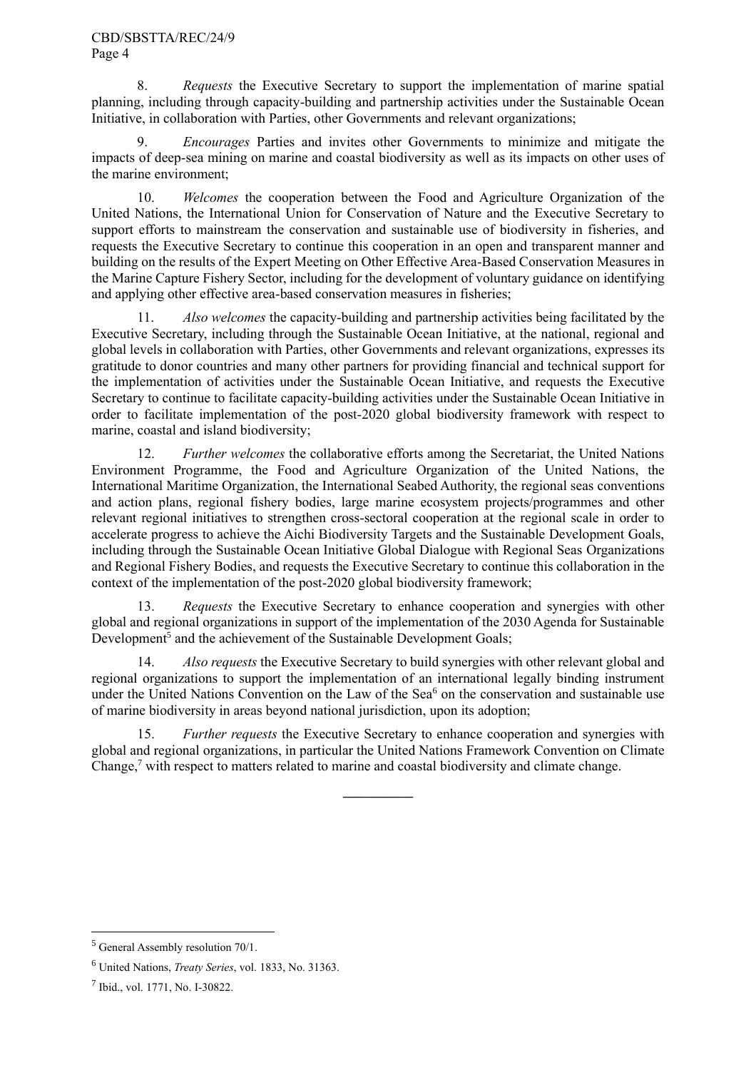8. *Requests* the Executive Secretary to support the implementation of marine spatial planning, including through capacity-building and partnership activities under the Sustainable Ocean Initiative, in collaboration with Parties, other Governments and relevant organizations;

9. *Encourages* Parties and invites other Governments to minimize and mitigate the impacts of deep-sea mining on marine and coastal biodiversity as well as its impacts on other uses of the marine environment;

10. *Welcomes* the cooperation between the Food and Agriculture Organization of the United Nations, the International Union for Conservation of Nature and the Executive Secretary to support efforts to mainstream the conservation and sustainable use of biodiversity in fisheries, and requests the Executive Secretary to continue this cooperation in an open and transparent manner and building on the results of the Expert Meeting on Other Effective Area-Based Conservation Measures in the Marine Capture Fishery Sector, including for the development of voluntary guidance on identifying and applying other effective area-based conservation measures in fisheries;

11. *Also welcomes* the capacity-building and partnership activities being facilitated by the Executive Secretary, including through the Sustainable Ocean Initiative, at the national, regional and global levels in collaboration with Parties, other Governments and relevant organizations, expresses its gratitude to donor countries and many other partners for providing financial and technical support for the implementation of activities under the Sustainable Ocean Initiative, and requests the Executive Secretary to continue to facilitate capacity-building activities under the Sustainable Ocean Initiative in order to facilitate implementation of the post-2020 global biodiversity framework with respect to marine, coastal and island biodiversity;

12. *Further welcomes* the collaborative efforts among the Secretariat, the United Nations Environment Programme, the Food and Agriculture Organization of the United Nations, the International Maritime Organization, the International Seabed Authority, the regional seas conventions and action plans, regional fishery bodies, large marine ecosystem projects/programmes and other relevant regional initiatives to strengthen cross-sectoral cooperation at the regional scale in order to accelerate progress to achieve the Aichi Biodiversity Targets and the Sustainable Development Goals, including through the Sustainable Ocean Initiative Global Dialogue with Regional Seas Organizations and Regional Fishery Bodies, and requests the Executive Secretary to continue this collaboration in the context of the implementation of the post-2020 global biodiversity framework;

13. *Requests* the Executive Secretary to enhance cooperation and synergies with other global and regional organizations in support of the implementation of the 2030 Agenda for Sustainable Development[5] and the achievement of the Sustainable Development Goals;

14. *Also requests* the Executive Secretary to build synergies with other relevant global and regional organizations to support the implementation of an international legally binding instrument under the United Nations Convention on the Law of the Sea[6] on the conservation and sustainable use of marine biodiversity in areas beyond national jurisdiction, upon its adoption;

15. *Further requests* the Executive Secretary to enhance cooperation and synergies with global and regional organizations, in particular the United Nations Framework Convention on Climate Change,[7] with respect to matters related to marine and coastal biodiversity and climate change.

---

[5] General Assembly resolution 70/1.

[6] United Nations, *Treaty Series*, vol. 1833, No. 31363.

[7] Ibid., vol. 1771, No. I-30822.